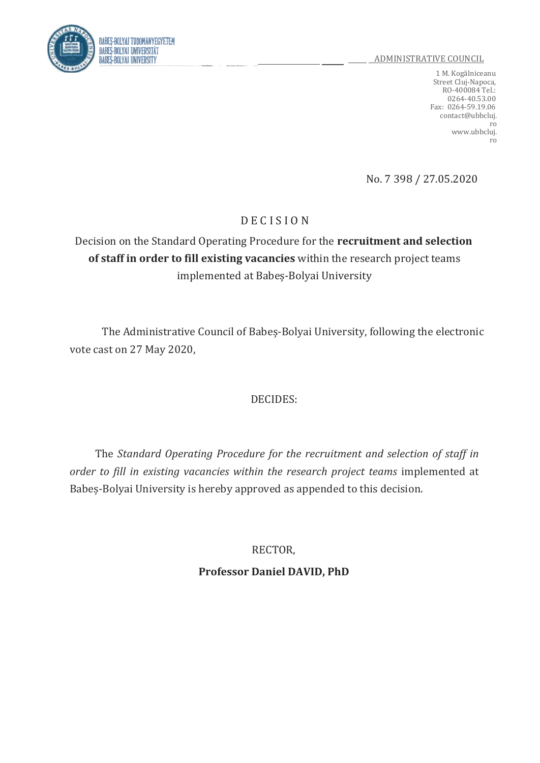BABEȘ-BOLYAI TUDOMÁNYEGYETEM
BABEȘ-BOLYAI UNIVERSITÄT
BABEȘ-BOLYAI UNIVERSITY

ADMINISTRATIVE COUNCIL

1 M. Kogălniceanu Street Cluj-Napoca, RO-400084 Tel.: 0264-40.53.00
Fax: 0264-59.19.06
contact@ubbcluj.ro
www.ubbcluj.ro

No. 7 398 / 27.05.2020

# D E C I S I O N

Decision on the Standard Operating Procedure for the **recruitment and selection of staff in order to fill existing vacancies** within the research project teams implemented at Babeș-Bolyai University

The Administrative Council of Babeș-Bolyai University, following the electronic vote cast on 27 May 2020,

DECIDES:

The *Standard Operating Procedure for the recruitment and selection of staff in order to fill in existing vacancies within the research project teams* implemented at Babeș-Bolyai University is hereby approved as appended to this decision.

RECTOR,

**Professor Daniel DAVID, PhD**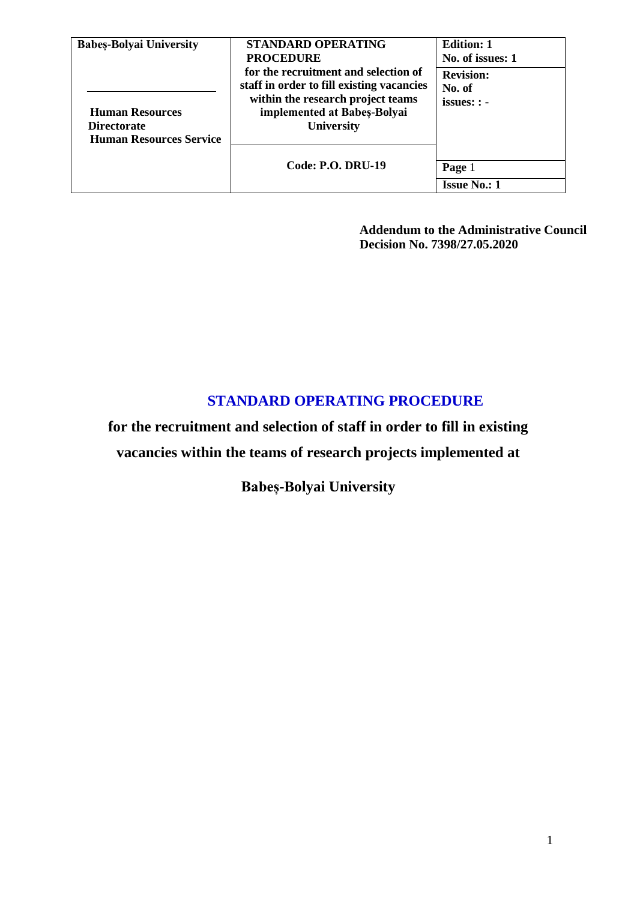**Addendum to the Administrative Council Decision No. 7398/27.05.2020**

# STANDARD OPERATING PROCEDURE

## for the recruitment and selection of staff in order to fill in existing vacancies within the teams of research projects implemented at Babeș-Bolyai University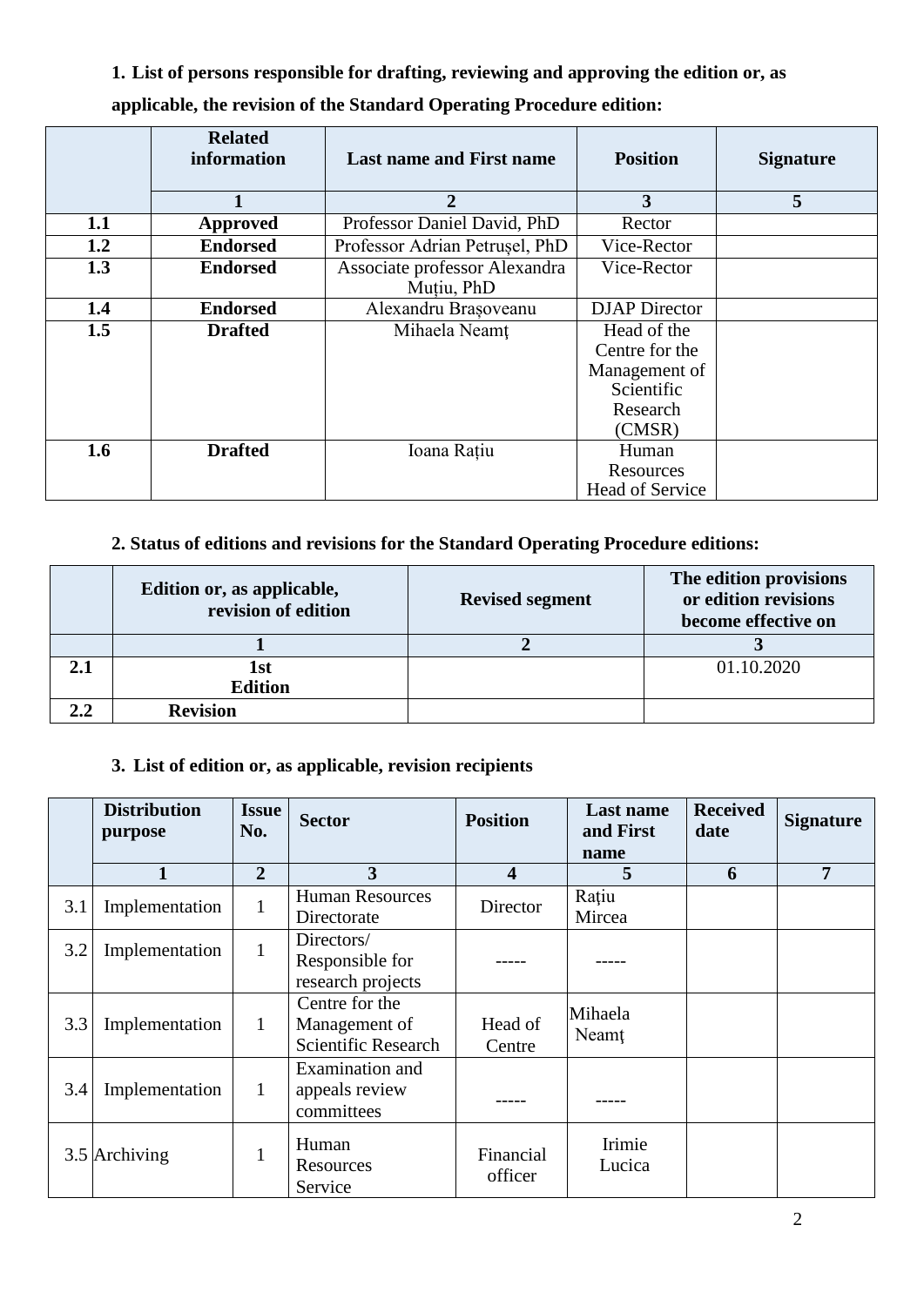1. **List of persons responsible for drafting, reviewing and approving the edition or, as applicable, the revision of the Standard Operating Procedure edition:**

| | Related information | Last name and First name | Position | Signature |
|---|---|---|---|---|
| | 1 | 2 | 3 | 5 |
| 1.1 | **Approved** | Professor Daniel David, PhD | Rector | |
| 1.2 | **Endorsed** | Professor Adrian Petrușel, PhD | Vice-Rector | |
| 1.3 | **Endorsed** | Associate professor Alexandra Muțiu, PhD | Vice-Rector | |
| 1.4 | **Endorsed** | Alexandru Brașoveanu | DJAP Director | |
| 1.5 | **Drafted** | Mihaela Neamţ | Head of the Centre for the Management of Scientific Research (CMSR) | |
| 1.6 | **Drafted** | Ioana Rațiu | Human Resources Head of Service | |

2. **Status of editions and revisions for the Standard Operating Procedure editions:**

| | Edition or, as applicable, revision of edition | Revised segment | The edition provisions or edition revisions become effective on |
|---|---|---|---|
| | 1 | 2 | 3 |
| 2.1 | **1st Edition** | | 01.10.2020 |
| 2.2 | **Revision** | | |

3. **List of edition or, as applicable, revision recipients**

| | Distribution purpose | Issue No. | Sector | Position | Last name and First name | Received date | Signature |
|---|---|---|---|---|---|---|---|
| | 1 | 2 | 3 | 4 | 5 | 6 | 7 |
| 3.1 | Implementation | 1 | Human Resources Directorate | Director | Rațiu Mircea | | |
| 3.2 | Implementation | 1 | Directors/ Responsible for research projects | ----- | ----- | | |
| 3.3 | Implementation | 1 | Centre for the Management of Scientific Research | Head of Centre | Mihaela Neamţ | | |
| 3.4 | Implementation | 1 | Examination and appeals review committees | ----- | ----- | | |
| 3.5 | Archiving | 1 | Human Resources Service | Financial officer | Irimie Lucica | | |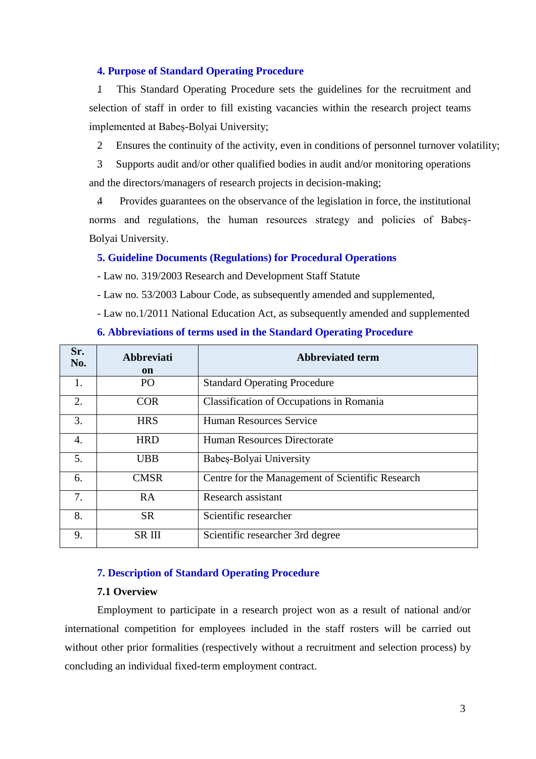## 4. Purpose of Standard Operating Procedure

1 This Standard Operating Procedure sets the guidelines for the recruitment and selection of staff in order to fill existing vacancies within the research project teams implemented at Babeș-Bolyai University;

2 Ensures the continuity of the activity, even in conditions of personnel turnover volatility;

3 Supports audit and/or other qualified bodies in audit and/or monitoring operations and the directors/managers of research projects in decision-making;

4 Provides guarantees on the observance of the legislation in force, the institutional norms and regulations, the human resources strategy and policies of Babeș-Bolyai University.

## 5. Guideline Documents (Regulations) for Procedural Operations

- Law no. 319/2003 Research and Development Staff Statute
- Law no. 53/2003 Labour Code, as subsequently amended and supplemented,
- Law no.1/2011 National Education Act, as subsequently amended and supplemented

## 6. Abbreviations of terms used in the Standard Operating Procedure

| Sr. No. | Abbreviation | Abbreviated term |
|---|---|---|
| 1. | PO | Standard Operating Procedure |
| 2. | COR | Classification of Occupations in Romania |
| 3. | HRS | Human Resources Service |
| 4. | HRD | Human Resources Directorate |
| 5. | UBB | Babeș-Bolyai University |
| 6. | CMSR | Centre for the Management of Scientific Research |
| 7. | RA | Research assistant |
| 8. | SR | Scientific researcher |
| 9. | SR III | Scientific researcher 3rd degree |

## 7. Description of Standard Operating Procedure

### 7.1 Overview

Employment to participate in a research project won as a result of national and/or international competition for employees included in the staff rosters will be carried out without other prior formalities (respectively without a recruitment and selection process) by concluding an individual fixed-term employment contract.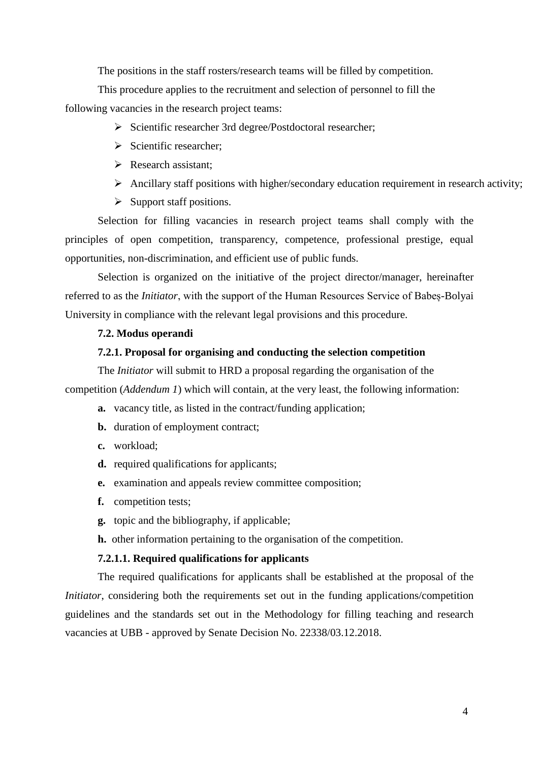The positions in the staff rosters/research teams will be filled by competition.

This procedure applies to the recruitment and selection of personnel to fill the following vacancies in the research project teams:

- Scientific researcher 3rd degree/Postdoctoral researcher;
- Scientific researcher;
- Research assistant;
- Ancillary staff positions with higher/secondary education requirement in research activity;
- Support staff positions.

Selection for filling vacancies in research project teams shall comply with the principles of open competition, transparency, competence, professional prestige, equal opportunities, non-discrimination, and efficient use of public funds.

Selection is organized on the initiative of the project director/manager, hereinafter referred to as the *Initiator*, with the support of the Human Resources Service of Babeș-Bolyai University in compliance with the relevant legal provisions and this procedure.

**7.2. Modus operandi**

**7.2.1. Proposal for organising and conducting the selection competition**

The *Initiator* will submit to HRD a proposal regarding the organisation of the competition (*Addendum 1*) which will contain, at the very least, the following information:

**a.** vacancy title, as listed in the contract/funding application;

**b.** duration of employment contract;

**c.** workload;

**d.** required qualifications for applicants;

**e.** examination and appeals review committee composition;

**f.** competition tests;

**g.** topic and the bibliography, if applicable;

**h.** other information pertaining to the organisation of the competition.

**7.2.1.1. Required qualifications for applicants**

The required qualifications for applicants shall be established at the proposal of the *Initiator*, considering both the requirements set out in the funding applications/competition guidelines and the standards set out in the Methodology for filling teaching and research vacancies at UBB - approved by Senate Decision No. 22338/03.12.2018.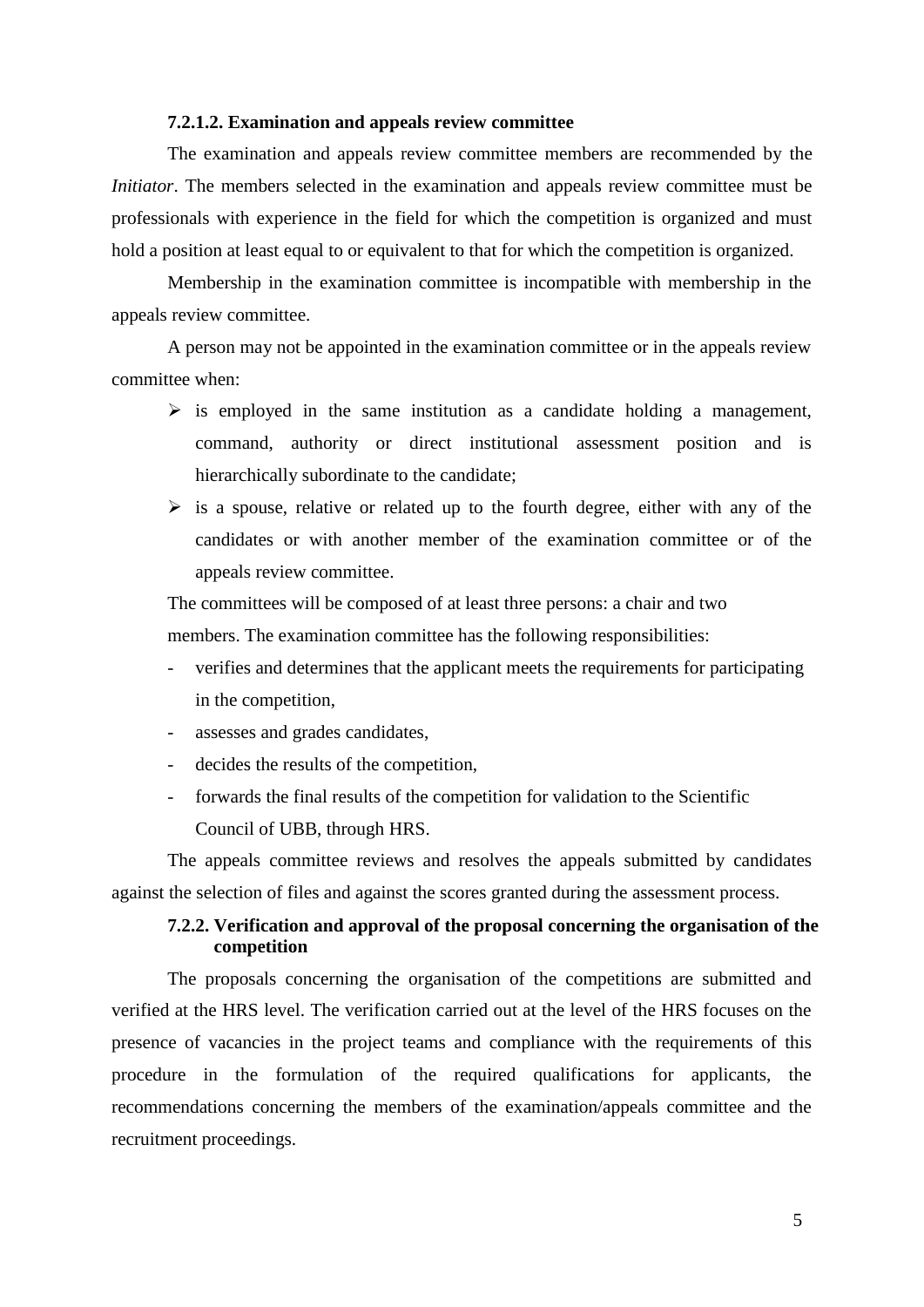#### 7.2.1.2. Examination and appeals review committee

The examination and appeals review committee members are recommended by the *Initiator*. The members selected in the examination and appeals review committee must be professionals with experience in the field for which the competition is organized and must hold a position at least equal to or equivalent to that for which the competition is organized.

Membership in the examination committee is incompatible with membership in the appeals review committee.

A person may not be appointed in the examination committee or in the appeals review committee when:

- is employed in the same institution as a candidate holding a management, command, authority or direct institutional assessment position and is hierarchically subordinate to the candidate;
- is a spouse, relative or related up to the fourth degree, either with any of the candidates or with another member of the examination committee or of the appeals review committee.

The committees will be composed of at least three persons: a chair and two members. The examination committee has the following responsibilities:

- verifies and determines that the applicant meets the requirements for participating in the competition,
- assesses and grades candidates,
- decides the results of the competition,
- forwards the final results of the competition for validation to the Scientific Council of UBB, through HRS.

The appeals committee reviews and resolves the appeals submitted by candidates against the selection of files and against the scores granted during the assessment process.

### 7.2.2. Verification and approval of the proposal concerning the organisation of the competition

The proposals concerning the organisation of the competitions are submitted and verified at the HRS level. The verification carried out at the level of the HRS focuses on the presence of vacancies in the project teams and compliance with the requirements of this procedure in the formulation of the required qualifications for applicants, the recommendations concerning the members of the examination/appeals committee and the recruitment proceedings.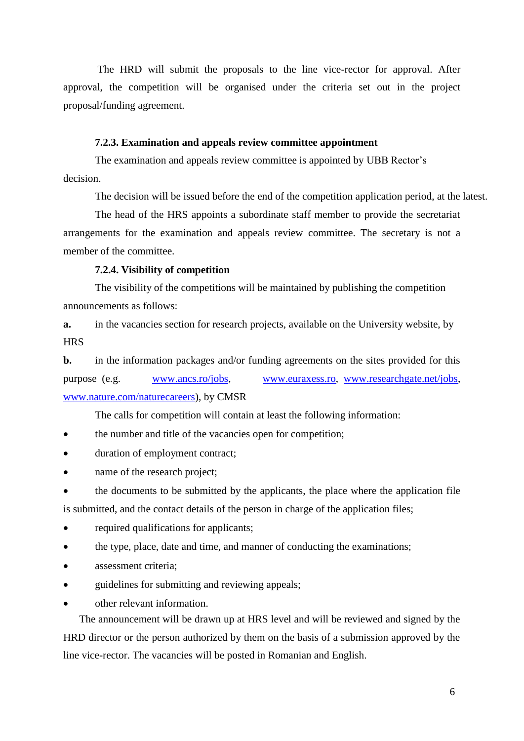The HRD will submit the proposals to the line vice-rector for approval. After approval, the competition will be organised under the criteria set out in the project proposal/funding agreement.

#### 7.2.3. Examination and appeals review committee appointment

The examination and appeals review committee is appointed by UBB Rector's decision.

The decision will be issued before the end of the competition application period, at the latest.

The head of the HRS appoints a subordinate staff member to provide the secretariat arrangements for the examination and appeals review committee. The secretary is not a member of the committee.

#### 7.2.4. Visibility of competition

The visibility of the competitions will be maintained by publishing the competition announcements as follows:

**a.** in the vacancies section for research projects, available on the University website, by HRS

**b.** in the information packages and/or funding agreements on the sites provided for this purpose (e.g. www.ancs.ro/jobs, www.euraxess.ro, www.researchgate.net/jobs, www.nature.com/naturecareers), by CMSR

The calls for competition will contain at least the following information:

- the number and title of the vacancies open for competition;
- duration of employment contract;
- name of the research project;
- the documents to be submitted by the applicants, the place where the application file is submitted, and the contact details of the person in charge of the application files;
- required qualifications for applicants;
- the type, place, date and time, and manner of conducting the examinations;
- assessment criteria;
- guidelines for submitting and reviewing appeals;
- other relevant information.

The announcement will be drawn up at HRS level and will be reviewed and signed by the HRD director or the person authorized by them on the basis of a submission approved by the line vice-rector. The vacancies will be posted in Romanian and English.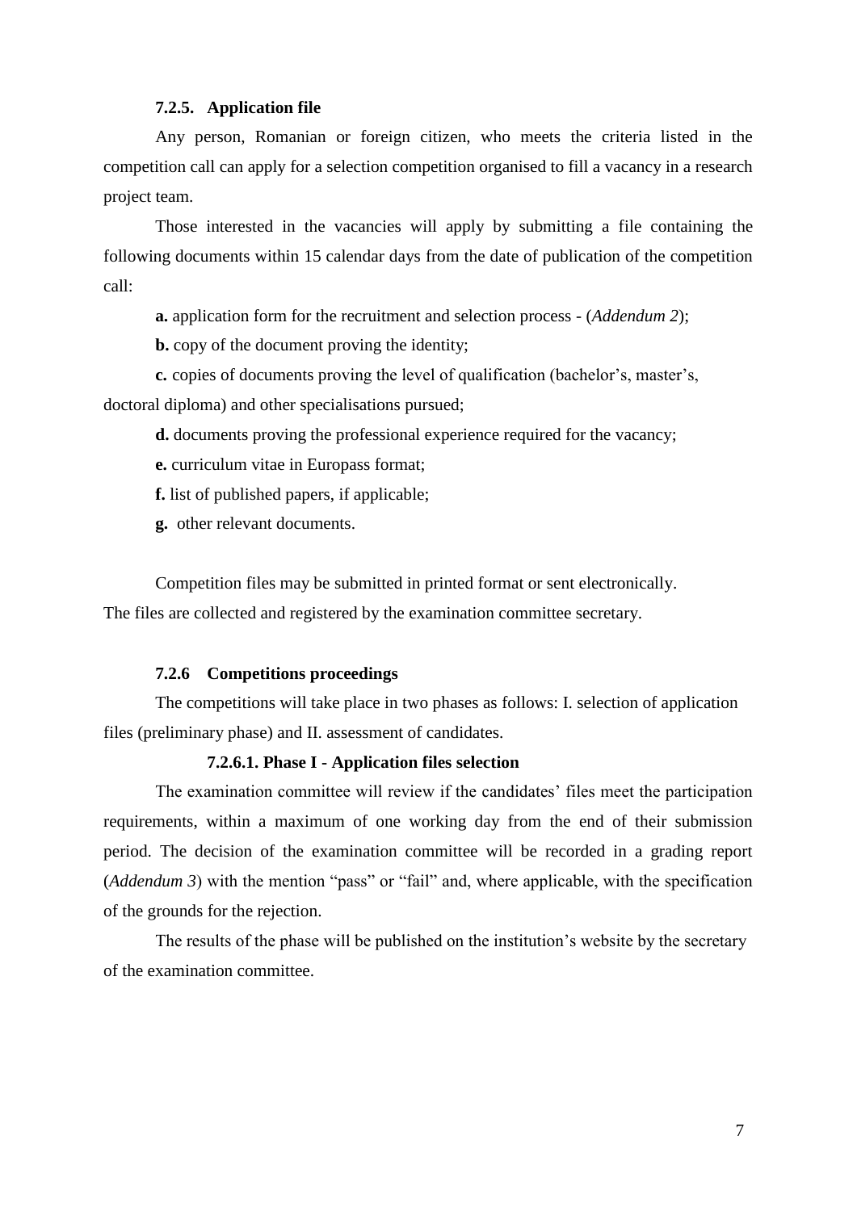#### 7.2.5. Application file

Any person, Romanian or foreign citizen, who meets the criteria listed in the competition call can apply for a selection competition organised to fill a vacancy in a research project team.

Those interested in the vacancies will apply by submitting a file containing the following documents within 15 calendar days from the date of publication of the competition call:

**a.** application form for the recruitment and selection process - (*Addendum 2*);

**b.** copy of the document proving the identity;

**c.** copies of documents proving the level of qualification (bachelor's, master's, doctoral diploma) and other specialisations pursued;

**d.** documents proving the professional experience required for the vacancy;

**e.** curriculum vitae in Europass format;

**f.** list of published papers, if applicable;

**g.** other relevant documents.

Competition files may be submitted in printed format or sent electronically.
The files are collected and registered by the examination committee secretary.

#### 7.2.6 Competitions proceedings

The competitions will take place in two phases as follows: I. selection of application files (preliminary phase) and II. assessment of candidates.

##### 7.2.6.1. Phase I - Application files selection

The examination committee will review if the candidates' files meet the participation requirements, within a maximum of one working day from the end of their submission period. The decision of the examination committee will be recorded in a grading report (*Addendum 3*) with the mention "pass" or "fail" and, where applicable, with the specification of the grounds for the rejection.

The results of the phase will be published on the institution's website by the secretary of the examination committee.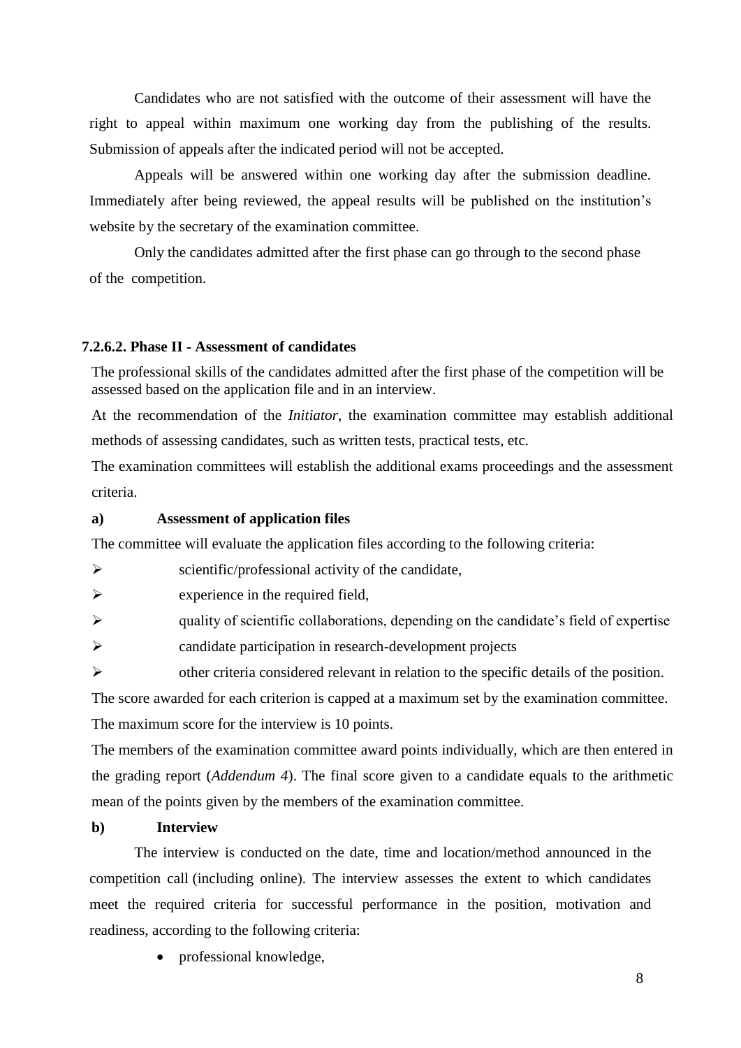Candidates who are not satisfied with the outcome of their assessment will have the right to appeal within maximum one working day from the publishing of the results. Submission of appeals after the indicated period will not be accepted.

Appeals will be answered within one working day after the submission deadline. Immediately after being reviewed, the appeal results will be published on the institution's website by the secretary of the examination committee.

Only the candidates admitted after the first phase can go through to the second phase of the competition.

#### 7.2.6.2. Phase II - Assessment of candidates

The professional skills of the candidates admitted after the first phase of the competition will be assessed based on the application file and in an interview.

At the recommendation of the *Initiator*, the examination committee may establish additional methods of assessing candidates, such as written tests, practical tests, etc.

The examination committees will establish the additional exams proceedings and the assessment criteria.

**a) Assessment of application files**

The committee will evaluate the application files according to the following criteria:

- scientific/professional activity of the candidate,
- experience in the required field,
- quality of scientific collaborations, depending on the candidate's field of expertise
- candidate participation in research-development projects
- other criteria considered relevant in relation to the specific details of the position.

The score awarded for each criterion is capped at a maximum set by the examination committee.

The maximum score for the interview is 10 points.

The members of the examination committee award points individually, which are then entered in the grading report (*Addendum 4*). The final score given to a candidate equals to the arithmetic mean of the points given by the members of the examination committee.

**b) Interview**

The interview is conducted on the date, time and location/method announced in the competition call (including online). The interview assesses the extent to which candidates meet the required criteria for successful performance in the position, motivation and readiness, according to the following criteria:

- professional knowledge,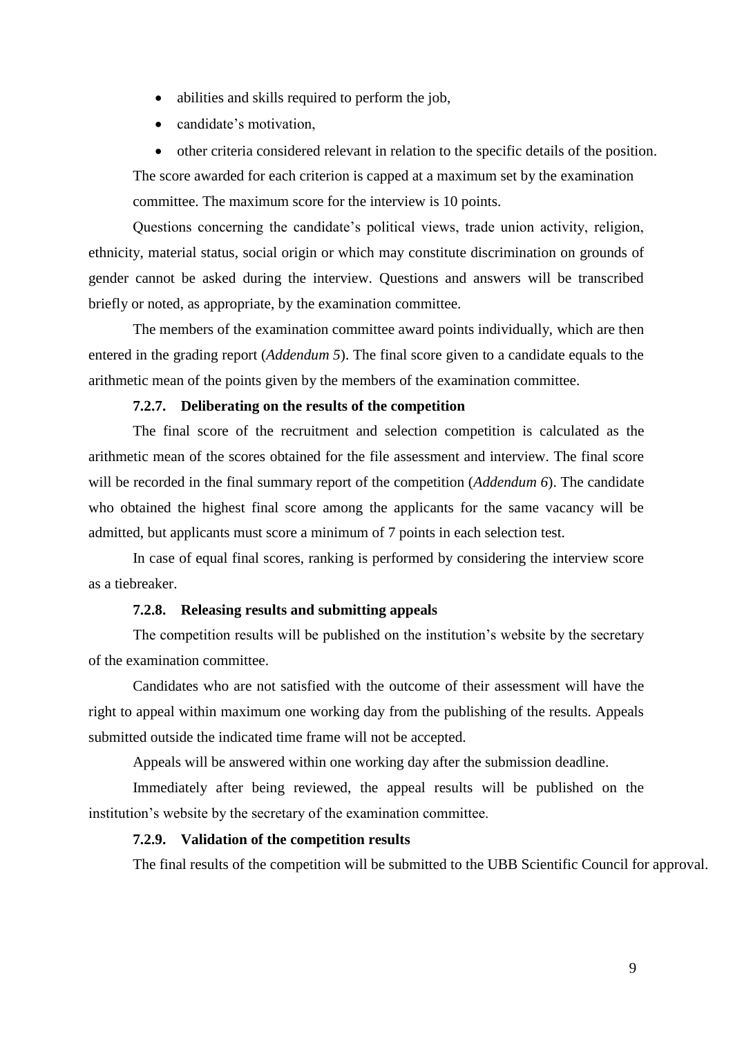- abilities and skills required to perform the job,
- candidate's motivation,
- other criteria considered relevant in relation to the specific details of the position.

The score awarded for each criterion is capped at a maximum set by the examination committee. The maximum score for the interview is 10 points.

Questions concerning the candidate's political views, trade union activity, religion, ethnicity, material status, social origin or which may constitute discrimination on grounds of gender cannot be asked during the interview. Questions and answers will be transcribed briefly or noted, as appropriate, by the examination committee.

The members of the examination committee award points individually, which are then entered in the grading report (*Addendum 5*). The final score given to a candidate equals to the arithmetic mean of the points given by the members of the examination committee.

#### 7.2.7. Deliberating on the results of the competition

The final score of the recruitment and selection competition is calculated as the arithmetic mean of the scores obtained for the file assessment and interview. The final score will be recorded in the final summary report of the competition (*Addendum 6*). The candidate who obtained the highest final score among the applicants for the same vacancy will be admitted, but applicants must score a minimum of 7 points in each selection test.

In case of equal final scores, ranking is performed by considering the interview score as a tiebreaker.

#### 7.2.8. Releasing results and submitting appeals

The competition results will be published on the institution's website by the secretary of the examination committee.

Candidates who are not satisfied with the outcome of their assessment will have the right to appeal within maximum one working day from the publishing of the results. Appeals submitted outside the indicated time frame will not be accepted.

Appeals will be answered within one working day after the submission deadline.

Immediately after being reviewed, the appeal results will be published on the institution's website by the secretary of the examination committee.

#### 7.2.9. Validation of the competition results

The final results of the competition will be submitted to the UBB Scientific Council for approval.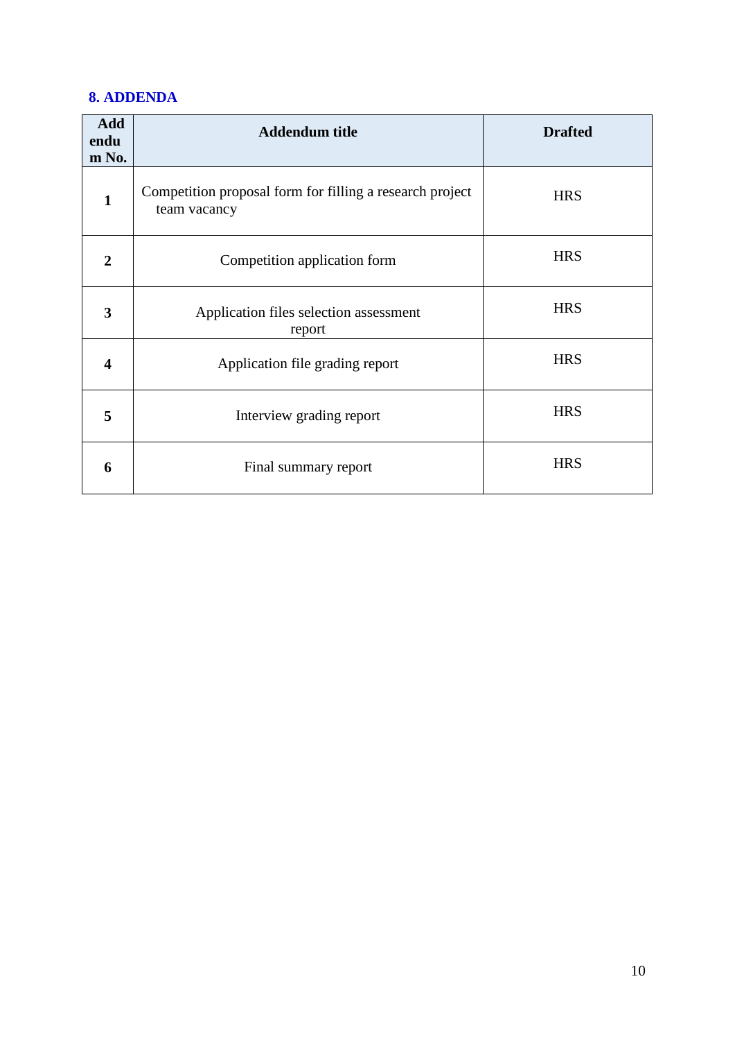## 8. ADDENDA

| Addendum No. | Addendum title | Drafted |
|---|---|---|
| **1** | Competition proposal form for filling a research project team vacancy | HRS |
| **2** | Competition application form | HRS |
| **3** | Application files selection assessment report | HRS |
| **4** | Application file grading report | HRS |
| **5** | Interview grading report | HRS |
| **6** | Final summary report | HRS |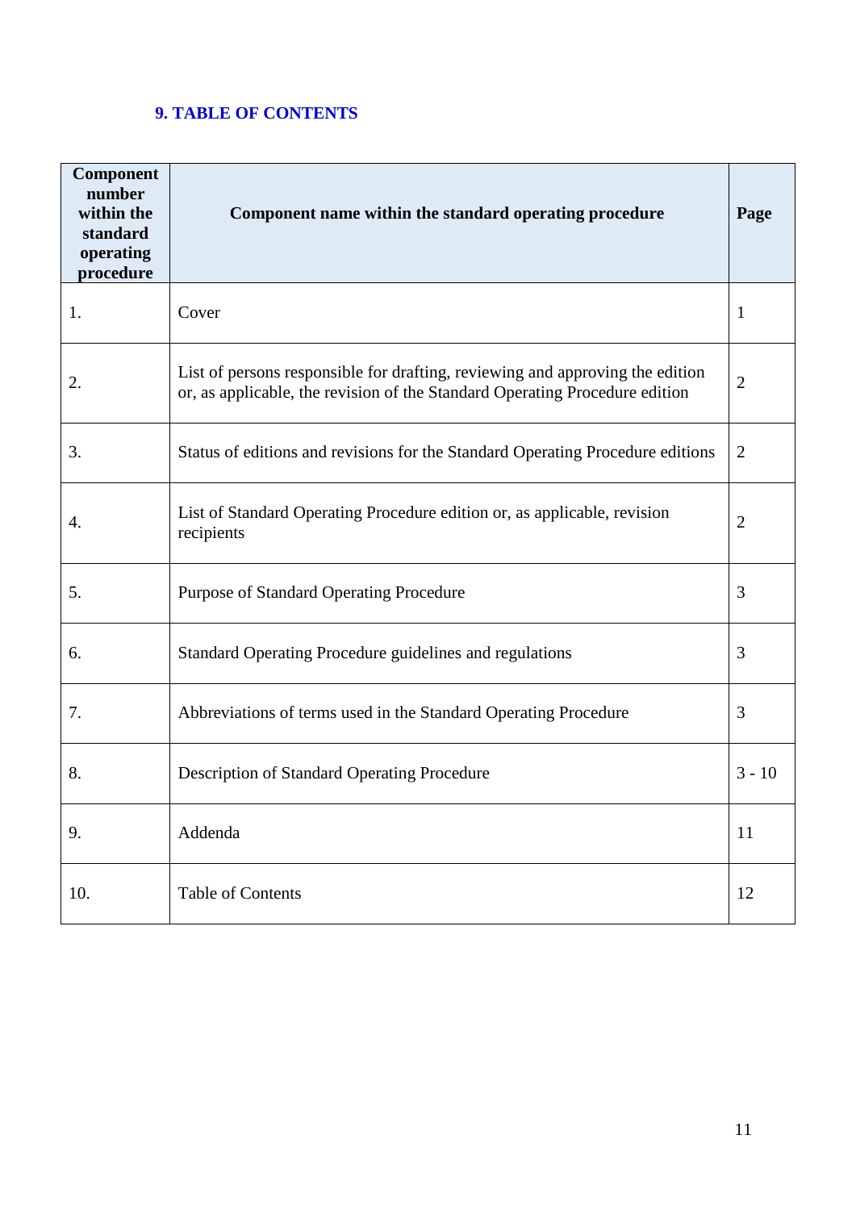## 9. TABLE OF CONTENTS

| Component number within the standard operating procedure | Component name within the standard operating procedure | Page |
|---|---|---|
| 1. | Cover | 1 |
| 2. | List of persons responsible for drafting, reviewing and approving the edition or, as applicable, the revision of the Standard Operating Procedure edition | 2 |
| 3. | Status of editions and revisions for the Standard Operating Procedure editions | 2 |
| 4. | List of Standard Operating Procedure edition or, as applicable, revision recipients | 2 |
| 5. | Purpose of Standard Operating Procedure | 3 |
| 6. | Standard Operating Procedure guidelines and regulations | 3 |
| 7. | Abbreviations of terms used in the Standard Operating Procedure | 3 |
| 8. | Description of Standard Operating Procedure | 3 - 10 |
| 9. | Addenda | 11 |
| 10. | Table of Contents | 12 |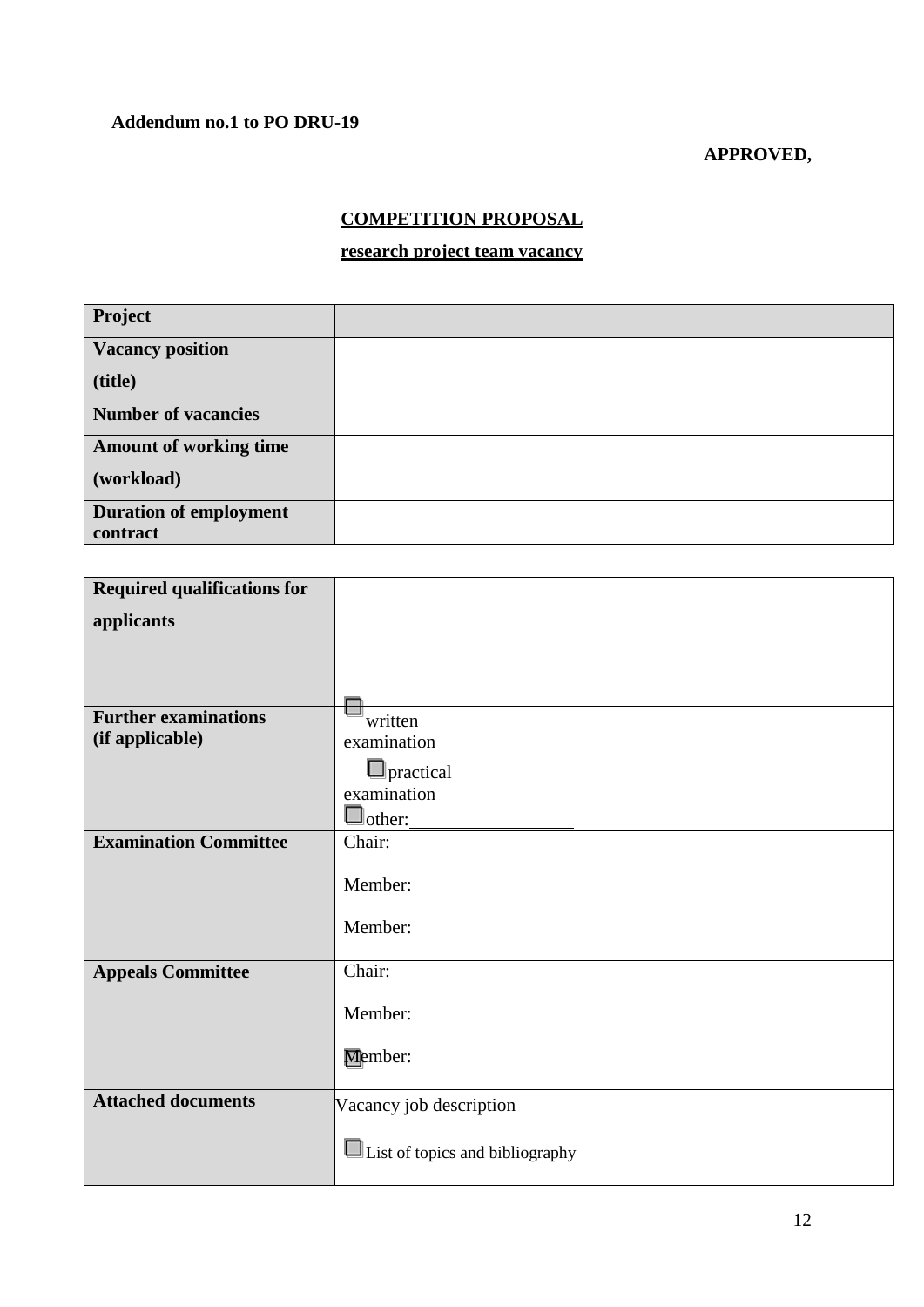**Addendum no.1 to PO DRU-19**

**APPROVED,**

**COMPETITION PROPOSAL**

**research project team vacancy**

| | |
|---|---|
| **Project** | |
| **Vacancy position (title)** | |
| **Number of vacancies** | |
| **Amount of working time (workload)** | |
| **Duration of employment contract** | |

| | |
|---|---|
| **Required qualifications for applicants** | |
| **Further examinations (if applicable)** | ☐ written examination<br>☐ practical examination<br>☐ other:_________________ |
| **Examination Committee** | Chair:<br>Member:<br>Member: |
| **Appeals Committee** | Chair:<br>Member:<br>Member: |
| **Attached documents** | Vacancy job description<br>☐ List of topics and bibliography |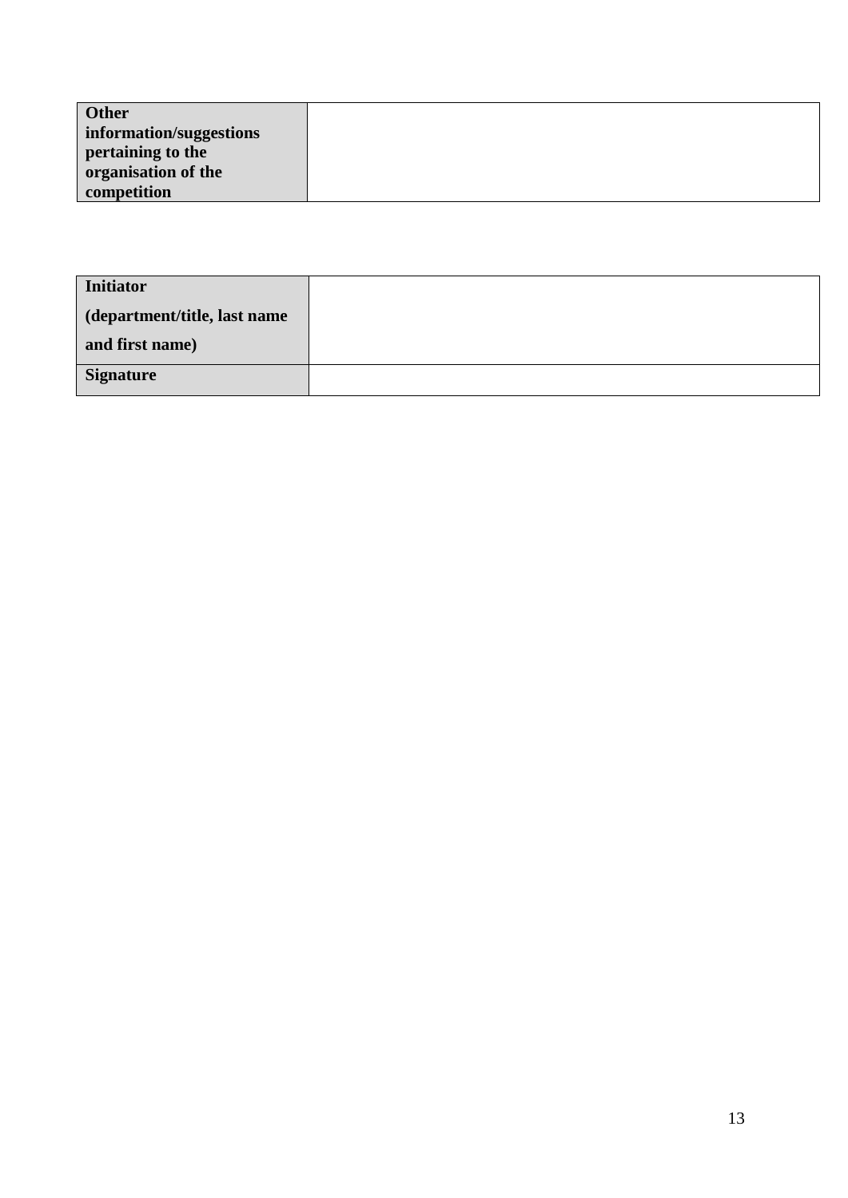| | |
|---|---|
| **Other information/suggestions pertaining to the organisation of the competition** | |

| | |
|---|---|
| **Initiator (department/title, last name and first name)** | |
| **Signature** | |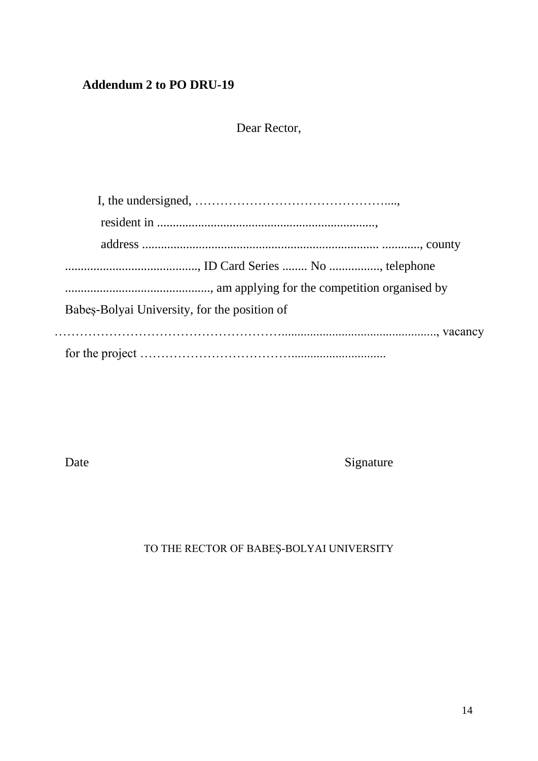**Addendum 2 to PO DRU-19**

Dear Rector,

I, the undersigned, ………………………………………....,
resident in ......................................................................,
address .......................................................................... ............, county ..........................................., ID Card Series ........ No ................, telephone .............................................., am applying for the competition organised by Babeș-Bolyai University, for the position of
……………………………………………................................................., vacancy for the project ……………………………..............................

Date Signature

TO THE RECTOR OF BABEȘ-BOLYAI UNIVERSITY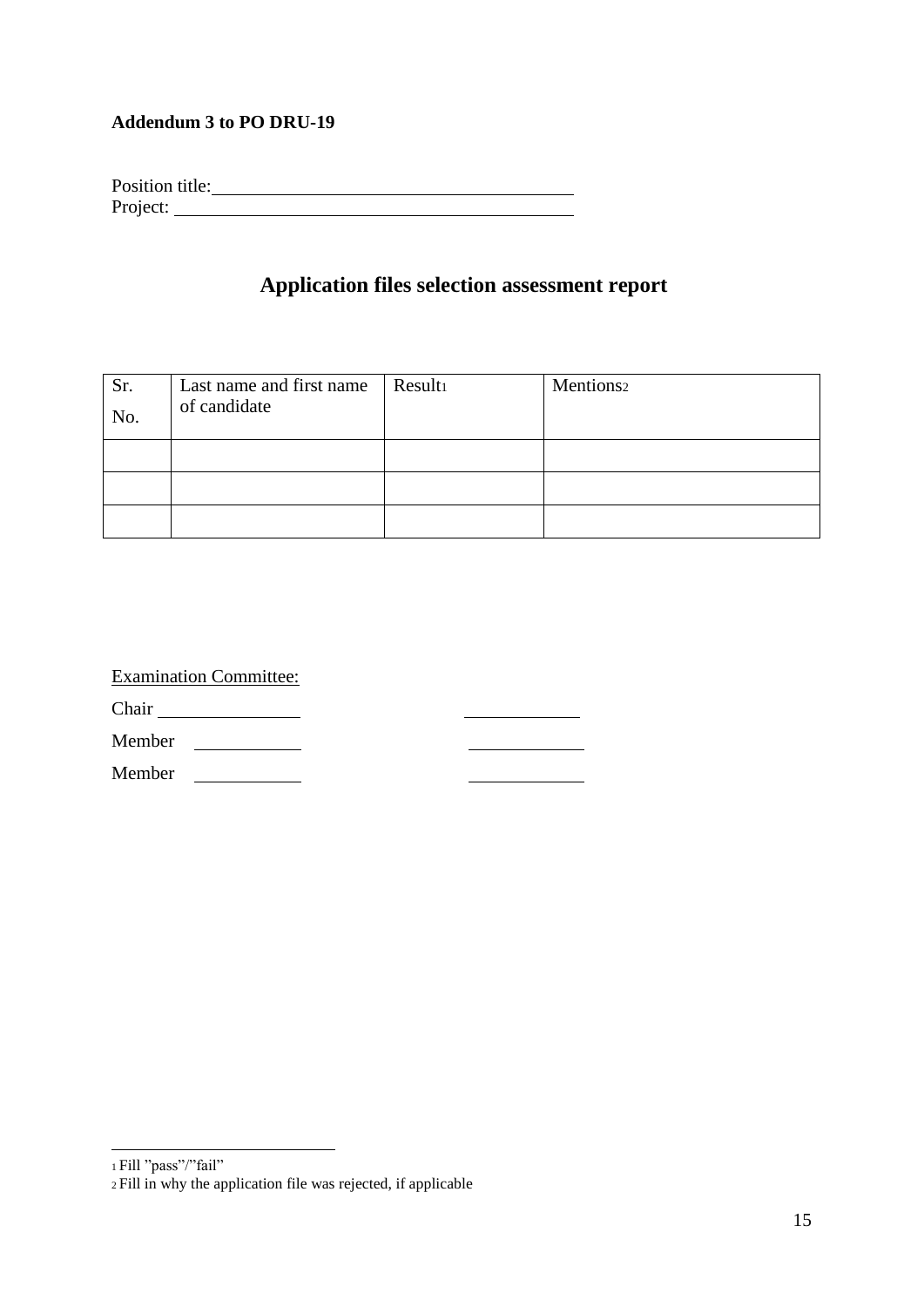**Addendum 3 to PO DRU-19**

Position title: ________________________________________
Project: ________________________________________

# Application files selection assessment report

| Sr. No. | Last name and first name of candidate | Result[1] | Mentions[2] |
|---|---|---|---|
| | | | |
| | | | |
| | | | |

Examination Committee:

Chair ______________ ____________

Member ____________ ____________

Member ____________ ____________

[1] Fill "pass"/"fail"

[2] Fill in why the application file was rejected, if applicable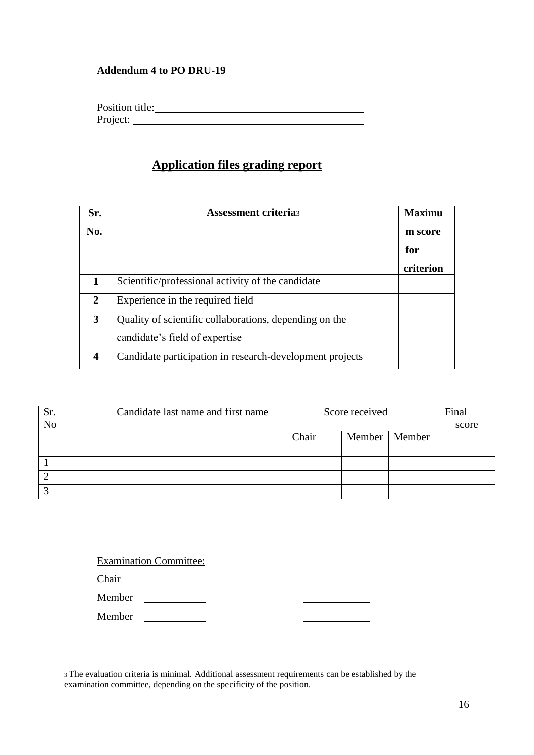**Addendum 4 to PO DRU-19**

Position title: ____________________________________

Project: ____________________________________

## Application files grading report

| Sr. No. | Assessment criteria[3] | Maximum score for criterion |
|---|---|---|
| **1** | Scientific/professional activity of the candidate | |
| **2** | Experience in the required field | |
| **3** | Quality of scientific collaborations, depending on the candidate's field of expertise | |
| **4** | Candidate participation in research-development projects | |

| Sr. No | Candidate last name and first name | Score received | | | Final score |
|---|---|---|---|---|---|
| | | Chair | Member | Member | |
| 1 | | | | | |
| 2 | | | | | |
| 3 | | | | | |

Examination Committee:

Chair _______________ _______________

Member _______________ _______________

Member _______________ _______________

[3] The evaluation criteria is minimal. Additional assessment requirements can be established by the examination committee, depending on the specificity of the position.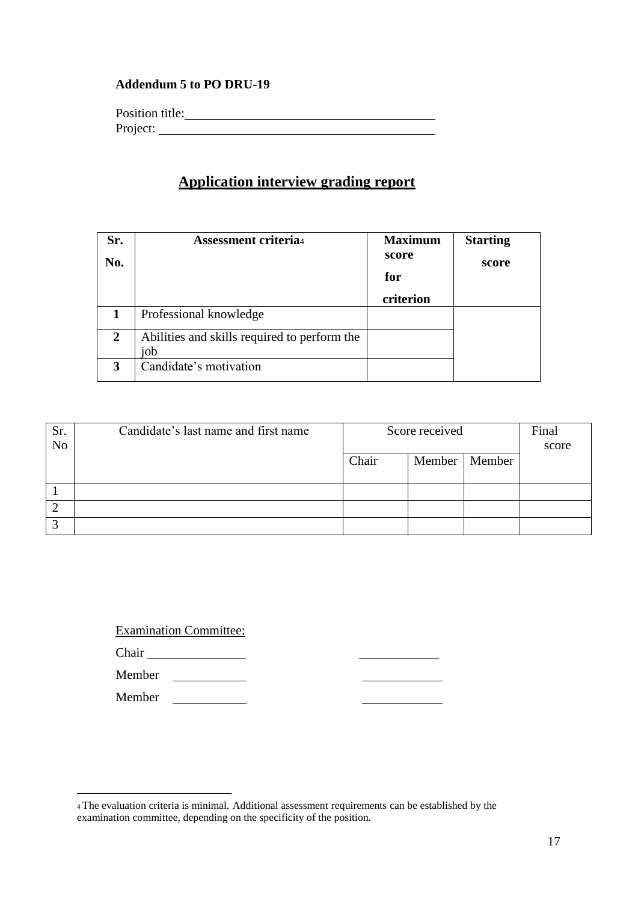**Addendum 5 to PO DRU-19**

Position title: ____________________________________

Project: ____________________________________

## Application interview grading report

| Sr. No. | Assessment criteria[4] | Maximum score for criterion | Starting score |
|---|---|---|---|
| **1** | Professional knowledge | | |
| **2** | Abilities and skills required to perform the job | | |
| **3** | Candidate's motivation | | |

| Sr. No | Candidate's last name and first name | Score received | | | Final score |
|---|---|---|---|---|---|
| | | Chair | Member | Member | |
| 1 | | | | | |
| 2 | | | | | |
| 3 | | | | | |

Examination Committee:

Chair ________________ ____________

Member ___________ ____________

Member ___________ ____________

---

[4] The evaluation criteria is minimal. Additional assessment requirements can be established by the examination committee, depending on the specificity of the position.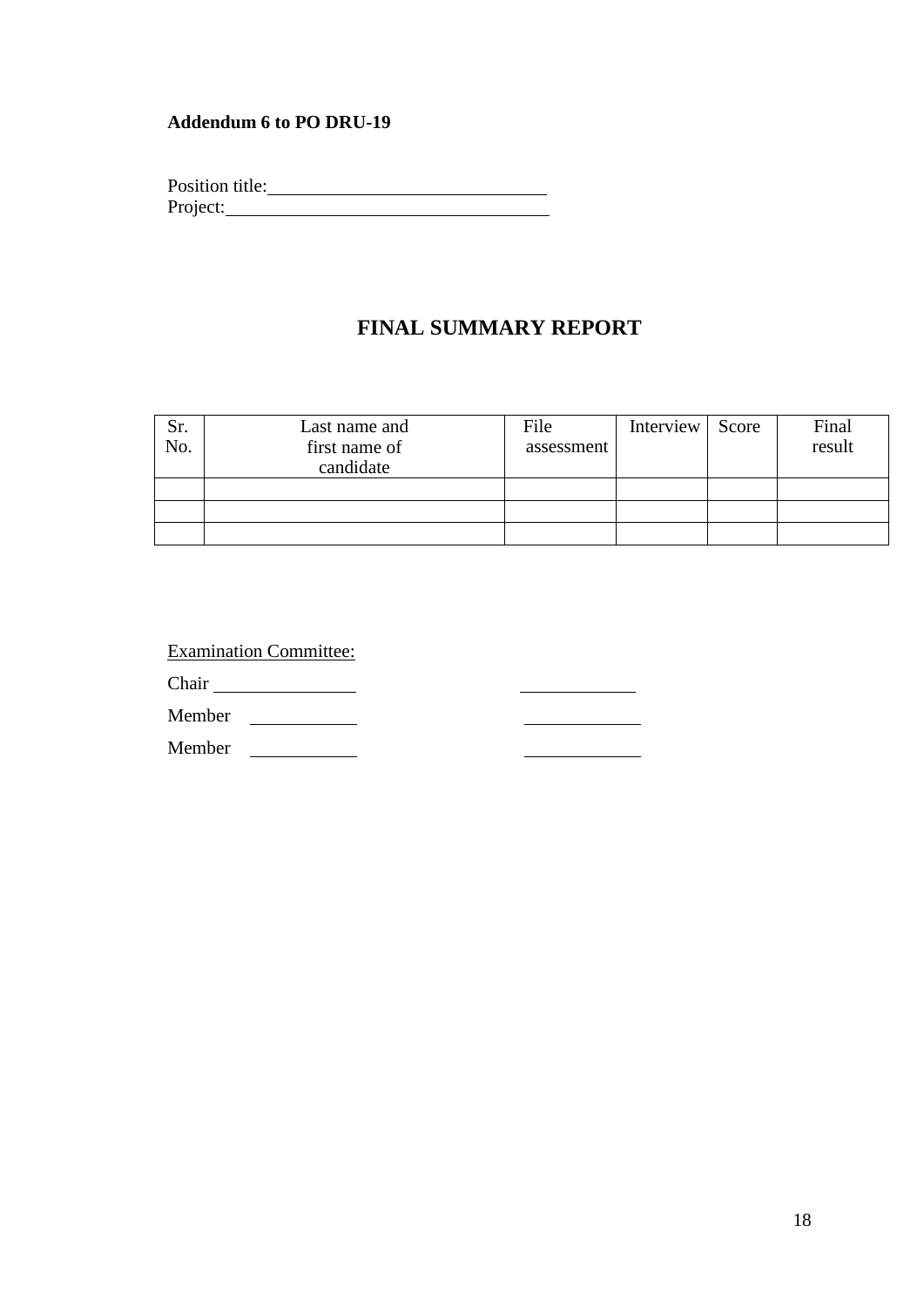**Addendum 6 to PO DRU-19**

Position title:\_\_\_\_\_\_\_\_\_\_\_\_\_\_\_\_\_\_\_\_\_\_\_\_\_\_\_\_\_\_
Project:\_\_\_\_\_\_\_\_\_\_\_\_\_\_\_\_\_\_\_\_\_\_\_\_\_\_\_\_\_\_\_\_\_\_

# FINAL SUMMARY REPORT

| Sr. No. | Last name and first name of candidate | File assessment | Interview | Score | Final result |
|---|---|---|---|---|---|
| | | | | | |
| | | | | | |
| | | | | | |

Examination Committee:

Chair \_\_\_\_\_\_\_\_\_\_\_\_\_\_\_ \_\_\_\_\_\_\_\_\_\_\_\_

Member \_\_\_\_\_\_\_\_\_\_\_ \_\_\_\_\_\_\_\_\_\_\_\_

Member \_\_\_\_\_\_\_\_\_\_\_ \_\_\_\_\_\_\_\_\_\_\_\_